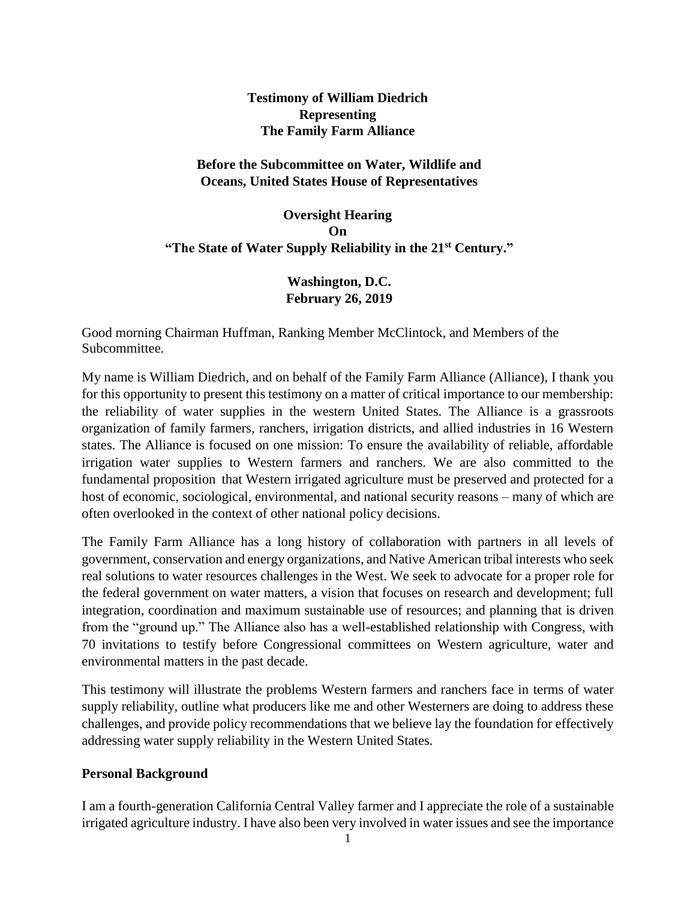**Testimony of William Diedrich**
**Representing**
**The Family Farm Alliance**

**Before the Subcommittee on Water, Wildlife and Oceans, United States House of Representatives**

**Oversight Hearing**
**On**
**"The State of Water Supply Reliability in the 21st Century."**

**Washington, D.C.**
**February 26, 2019**

Good morning Chairman Huffman, Ranking Member McClintock, and Members of the Subcommittee.

My name is William Diedrich, and on behalf of the Family Farm Alliance (Alliance), I thank you for this opportunity to present this testimony on a matter of critical importance to our membership: the reliability of water supplies in the western United States. The Alliance is a grassroots organization of family farmers, ranchers, irrigation districts, and allied industries in 16 Western states. The Alliance is focused on one mission: To ensure the availability of reliable, affordable irrigation water supplies to Western farmers and ranchers. We are also committed to the fundamental proposition that Western irrigated agriculture must be preserved and protected for a host of economic, sociological, environmental, and national security reasons – many of which are often overlooked in the context of other national policy decisions.

The Family Farm Alliance has a long history of collaboration with partners in all levels of government, conservation and energy organizations, and Native American tribal interests who seek real solutions to water resources challenges in the West. We seek to advocate for a proper role for the federal government on water matters, a vision that focuses on research and development; full integration, coordination and maximum sustainable use of resources; and planning that is driven from the "ground up." The Alliance also has a well-established relationship with Congress, with 70 invitations to testify before Congressional committees on Western agriculture, water and environmental matters in the past decade.

This testimony will illustrate the problems Western farmers and ranchers face in terms of water supply reliability, outline what producers like me and other Westerners are doing to address these challenges, and provide policy recommendations that we believe lay the foundation for effectively addressing water supply reliability in the Western United States.

## Personal Background

I am a fourth-generation California Central Valley farmer and I appreciate the role of a sustainable irrigated agriculture industry. I have also been very involved in water issues and see the importance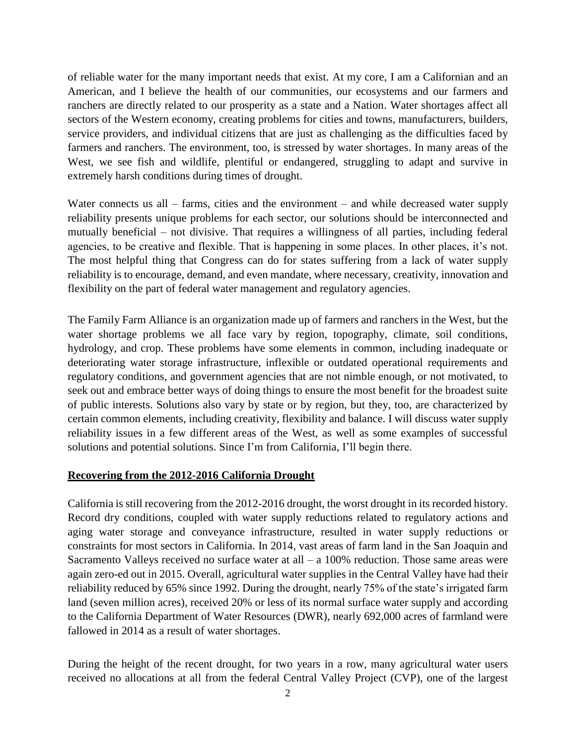of reliable water for the many important needs that exist. At my core, I am a Californian and an American, and I believe the health of our communities, our ecosystems and our farmers and ranchers are directly related to our prosperity as a state and a Nation. Water shortages affect all sectors of the Western economy, creating problems for cities and towns, manufacturers, builders, service providers, and individual citizens that are just as challenging as the difficulties faced by farmers and ranchers. The environment, too, is stressed by water shortages. In many areas of the West, we see fish and wildlife, plentiful or endangered, struggling to adapt and survive in extremely harsh conditions during times of drought.

Water connects us all – farms, cities and the environment – and while decreased water supply reliability presents unique problems for each sector, our solutions should be interconnected and mutually beneficial – not divisive. That requires a willingness of all parties, including federal agencies, to be creative and flexible. That is happening in some places. In other places, it's not. The most helpful thing that Congress can do for states suffering from a lack of water supply reliability is to encourage, demand, and even mandate, where necessary, creativity, innovation and flexibility on the part of federal water management and regulatory agencies.

The Family Farm Alliance is an organization made up of farmers and ranchers in the West, but the water shortage problems we all face vary by region, topography, climate, soil conditions, hydrology, and crop. These problems have some elements in common, including inadequate or deteriorating water storage infrastructure, inflexible or outdated operational requirements and regulatory conditions, and government agencies that are not nimble enough, or not motivated, to seek out and embrace better ways of doing things to ensure the most benefit for the broadest suite of public interests. Solutions also vary by state or by region, but they, too, are characterized by certain common elements, including creativity, flexibility and balance. I will discuss water supply reliability issues in a few different areas of the West, as well as some examples of successful solutions and potential solutions. Since I'm from California, I'll begin there.

## Recovering from the 2012-2016 California Drought

California is still recovering from the 2012-2016 drought, the worst drought in its recorded history. Record dry conditions, coupled with water supply reductions related to regulatory actions and aging water storage and conveyance infrastructure, resulted in water supply reductions or constraints for most sectors in California. In 2014, vast areas of farm land in the San Joaquin and Sacramento Valleys received no surface water at all – a 100% reduction. Those same areas were again zero-ed out in 2015. Overall, agricultural water supplies in the Central Valley have had their reliability reduced by 65% since 1992. During the drought, nearly 75% of the state's irrigated farm land (seven million acres), received 20% or less of its normal surface water supply and according to the California Department of Water Resources (DWR), nearly 692,000 acres of farmland were fallowed in 2014 as a result of water shortages.

During the height of the recent drought, for two years in a row, many agricultural water users received no allocations at all from the federal Central Valley Project (CVP), one of the largest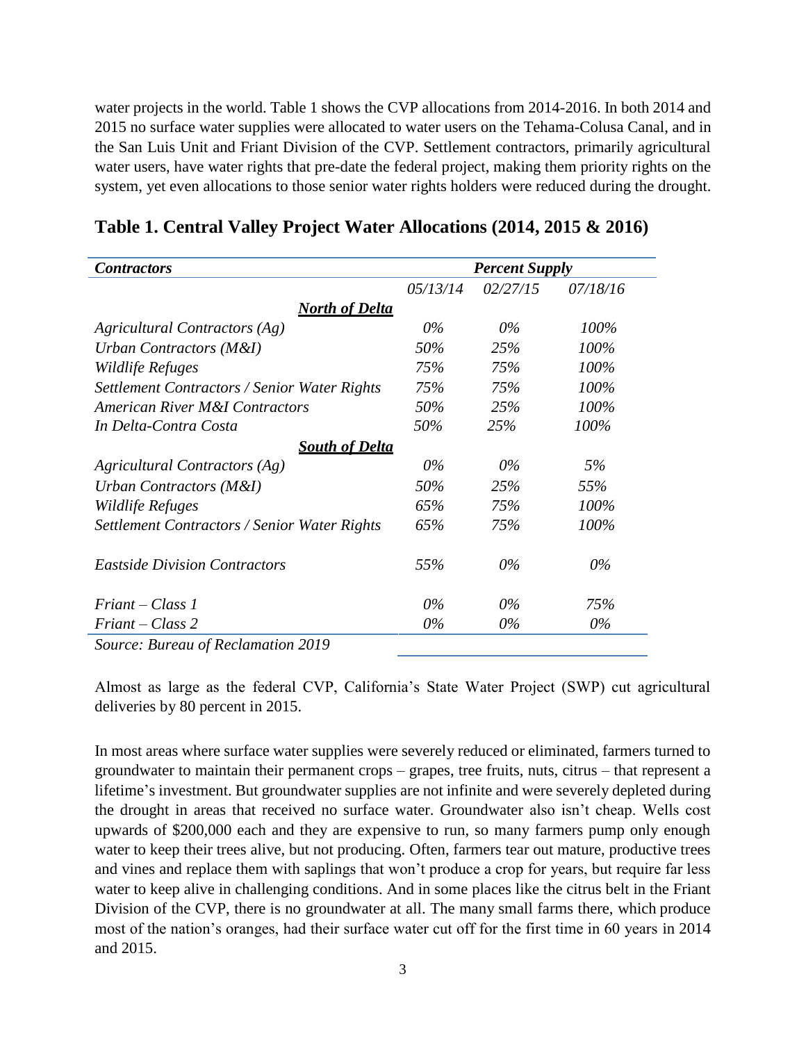water projects in the world. Table 1 shows the CVP allocations from 2014-2016. In both 2014 and 2015 no surface water supplies were allocated to water users on the Tehama-Colusa Canal, and in the San Luis Unit and Friant Division of the CVP. Settlement contractors, primarily agricultural water users, have water rights that pre-date the federal project, making them priority rights on the system, yet even allocations to those senior water rights holders were reduced during the drought.

## Table 1. Central Valley Project Water Allocations (2014, 2015 & 2016)

| *Contractors* | *Percent Supply* | | |
|---|---|---|---|
| | *05/13/14* | *02/27/15* | *07/18/16* |
| ***North of Delta*** | | | |
| *Agricultural Contractors (Ag)* | *0%* | *0%* | *100%* |
| *Urban Contractors (M&I)* | *50%* | *25%* | *100%* |
| *Wildlife Refuges* | *75%* | *75%* | *100%* |
| *Settlement Contractors / Senior Water Rights* | *75%* | *75%* | *100%* |
| *American River M&I Contractors* | *50%* | *25%* | *100%* |
| *In Delta-Contra Costa* | *50%* | *25%* | *100%* |
| ***South of Delta*** | | | |
| *Agricultural Contractors (Ag)* | *0%* | *0%* | *5%* |
| *Urban Contractors (M&I)* | *50%* | *25%* | *55%* |
| *Wildlife Refuges* | *65%* | *75%* | *100%* |
| *Settlement Contractors / Senior Water Rights* | *65%* | *75%* | *100%* |
| *Eastside Division Contractors* | *55%* | *0%* | *0%* |
| *Friant – Class 1* | *0%* | *0%* | *75%* |
| *Friant – Class 2* | *0%* | *0%* | *0%* |

*Source: Bureau of Reclamation 2019*

Almost as large as the federal CVP, California's State Water Project (SWP) cut agricultural deliveries by 80 percent in 2015.

In most areas where surface water supplies were severely reduced or eliminated, farmers turned to groundwater to maintain their permanent crops – grapes, tree fruits, nuts, citrus – that represent a lifetime's investment. But groundwater supplies are not infinite and were severely depleted during the drought in areas that received no surface water. Groundwater also isn't cheap. Wells cost upwards of $200,000 each and they are expensive to run, so many farmers pump only enough water to keep their trees alive, but not producing. Often, farmers tear out mature, productive trees and vines and replace them with saplings that won't produce a crop for years, but require far less water to keep alive in challenging conditions. And in some places like the citrus belt in the Friant Division of the CVP, there is no groundwater at all. The many small farms there, which produce most of the nation's oranges, had their surface water cut off for the first time in 60 years in 2014 and 2015.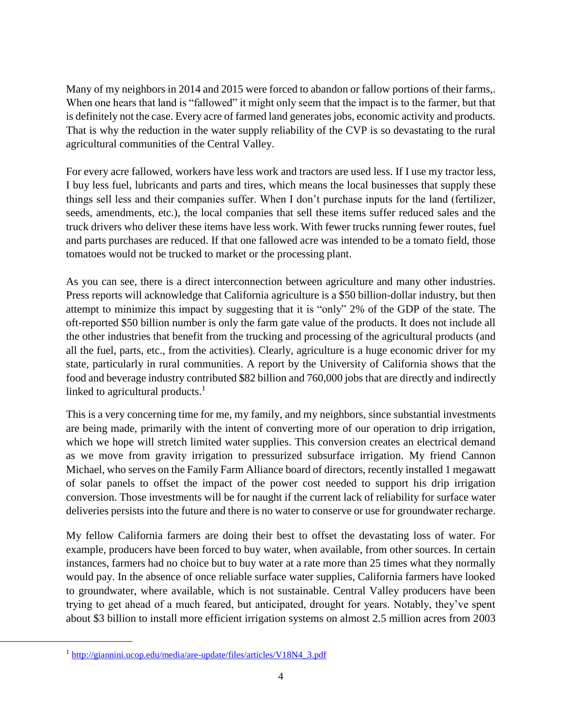Many of my neighbors in 2014 and 2015 were forced to abandon or fallow portions of their farms,. When one hears that land is "fallowed" it might only seem that the impact is to the farmer, but that is definitely not the case. Every acre of farmed land generates jobs, economic activity and products. That is why the reduction in the water supply reliability of the CVP is so devastating to the rural agricultural communities of the Central Valley.

For every acre fallowed, workers have less work and tractors are used less. If I use my tractor less, I buy less fuel, lubricants and parts and tires, which means the local businesses that supply these things sell less and their companies suffer. When I don't purchase inputs for the land (fertilizer, seeds, amendments, etc.), the local companies that sell these items suffer reduced sales and the truck drivers who deliver these items have less work. With fewer trucks running fewer routes, fuel and parts purchases are reduced. If that one fallowed acre was intended to be a tomato field, those tomatoes would not be trucked to market or the processing plant.

As you can see, there is a direct interconnection between agriculture and many other industries. Press reports will acknowledge that California agriculture is a $50 billion-dollar industry, but then attempt to minimize this impact by suggesting that it is "only" 2% of the GDP of the state. The oft-reported $50 billion number is only the farm gate value of the products. It does not include all the other industries that benefit from the trucking and processing of the agricultural products (and all the fuel, parts, etc., from the activities). Clearly, agriculture is a huge economic driver for my state, particularly in rural communities. A report by the University of California shows that the food and beverage industry contributed $82 billion and 760,000 jobs that are directly and indirectly linked to agricultural products.[1]

This is a very concerning time for me, my family, and my neighbors, since substantial investments are being made, primarily with the intent of converting more of our operation to drip irrigation, which we hope will stretch limited water supplies. This conversion creates an electrical demand as we move from gravity irrigation to pressurized subsurface irrigation. My friend Cannon Michael, who serves on the Family Farm Alliance board of directors, recently installed 1 megawatt of solar panels to offset the impact of the power cost needed to support his drip irrigation conversion. Those investments will be for naught if the current lack of reliability for surface water deliveries persists into the future and there is no water to conserve or use for groundwater recharge.

My fellow California farmers are doing their best to offset the devastating loss of water. For example, producers have been forced to buy water, when available, from other sources. In certain instances, farmers had no choice but to buy water at a rate more than 25 times what they normally would pay. In the absence of once reliable surface water supplies, California farmers have looked to groundwater, where available, which is not sustainable. Central Valley producers have been trying to get ahead of a much feared, but anticipated, drought for years. Notably, they've spent about $3 billion to install more efficient irrigation systems on almost 2.5 million acres from 2003

[1] http://giannini.ucop.edu/media/are-update/files/articles/V18N4_3.pdf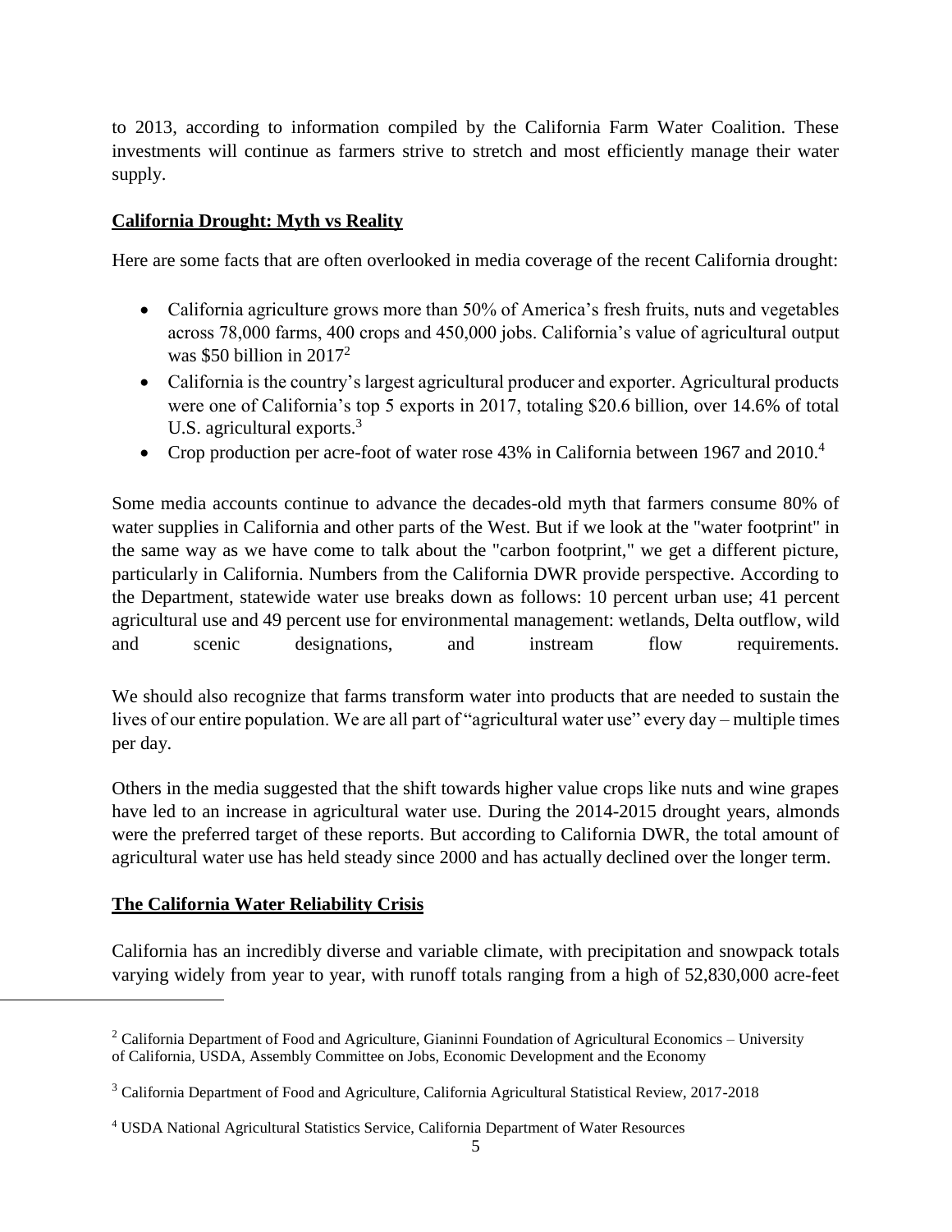to 2013, according to information compiled by the California Farm Water Coalition. These investments will continue as farmers strive to stretch and most efficiently manage their water supply.

## California Drought: Myth vs Reality

Here are some facts that are often overlooked in media coverage of the recent California drought:

- California agriculture grows more than 50% of America's fresh fruits, nuts and vegetables across 78,000 farms, 400 crops and 450,000 jobs. California's value of agricultural output was $50 billion in 2017[2]
- California is the country's largest agricultural producer and exporter. Agricultural products were one of California's top 5 exports in 2017, totaling $20.6 billion, over 14.6% of total U.S. agricultural exports.[3]
- Crop production per acre-foot of water rose 43% in California between 1967 and 2010.[4]

Some media accounts continue to advance the decades-old myth that farmers consume 80% of water supplies in California and other parts of the West. But if we look at the "water footprint" in the same way as we have come to talk about the "carbon footprint," we get a different picture, particularly in California. Numbers from the California DWR provide perspective. According to the Department, statewide water use breaks down as follows: 10 percent urban use; 41 percent agricultural use and 49 percent use for environmental management: wetlands, Delta outflow, wild and scenic designations, and instream flow requirements.

We should also recognize that farms transform water into products that are needed to sustain the lives of our entire population. We are all part of "agricultural water use" every day – multiple times per day.

Others in the media suggested that the shift towards higher value crops like nuts and wine grapes have led to an increase in agricultural water use. During the 2014-2015 drought years, almonds were the preferred target of these reports. But according to California DWR, the total amount of agricultural water use has held steady since 2000 and has actually declined over the longer term.

## The California Water Reliability Crisis

California has an incredibly diverse and variable climate, with precipitation and snowpack totals varying widely from year to year, with runoff totals ranging from a high of 52,830,000 acre-feet

---

[2] California Department of Food and Agriculture, Gianinni Foundation of Agricultural Economics – University of California, USDA, Assembly Committee on Jobs, Economic Development and the Economy

[3] California Department of Food and Agriculture, California Agricultural Statistical Review, 2017-2018

[4] USDA National Agricultural Statistics Service, California Department of Water Resources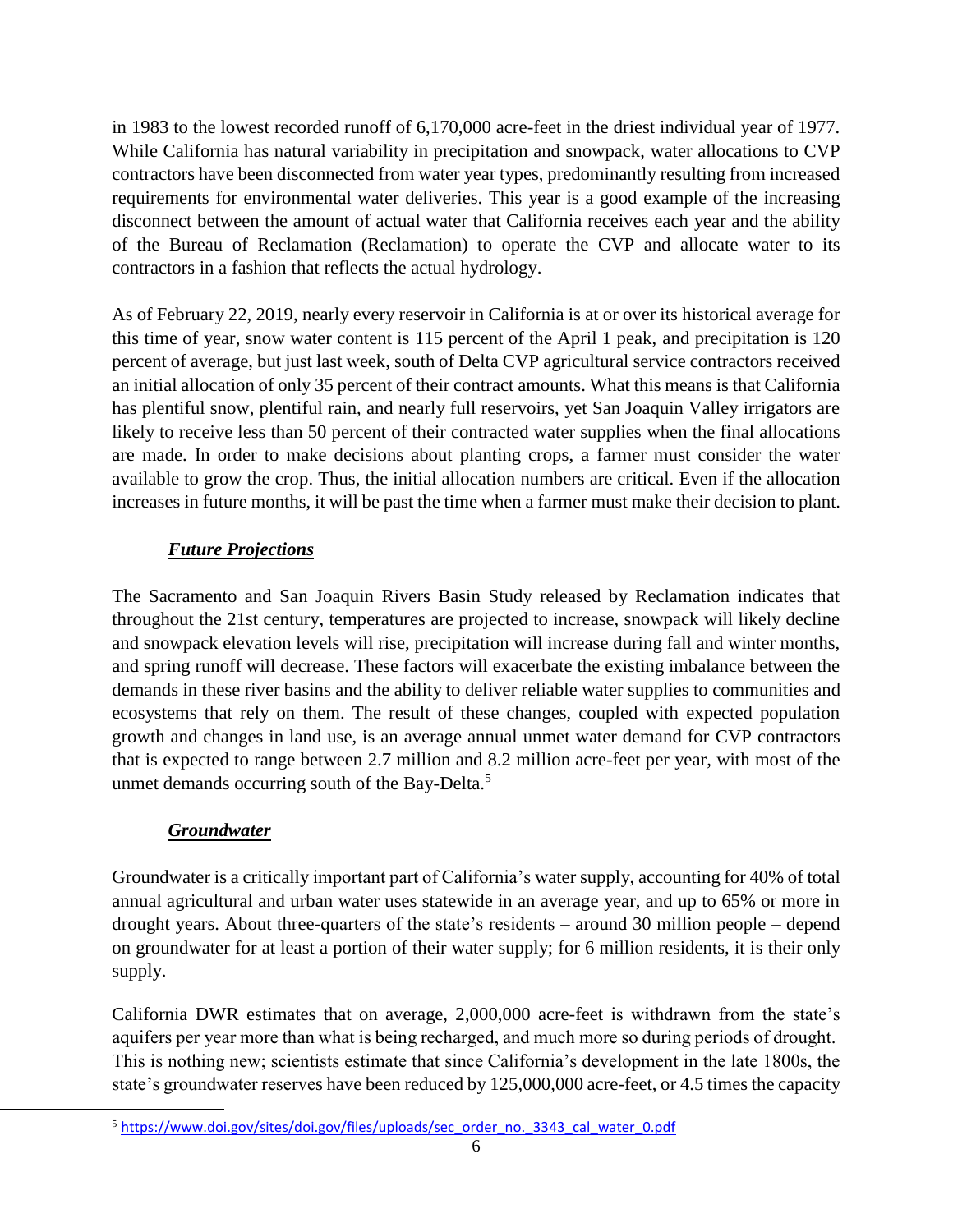in 1983 to the lowest recorded runoff of 6,170,000 acre-feet in the driest individual year of 1977. While California has natural variability in precipitation and snowpack, water allocations to CVP contractors have been disconnected from water year types, predominantly resulting from increased requirements for environmental water deliveries. This year is a good example of the increasing disconnect between the amount of actual water that California receives each year and the ability of the Bureau of Reclamation (Reclamation) to operate the CVP and allocate water to its contractors in a fashion that reflects the actual hydrology.

As of February 22, 2019, nearly every reservoir in California is at or over its historical average for this time of year, snow water content is 115 percent of the April 1 peak, and precipitation is 120 percent of average, but just last week, south of Delta CVP agricultural service contractors received an initial allocation of only 35 percent of their contract amounts. What this means is that California has plentiful snow, plentiful rain, and nearly full reservoirs, yet San Joaquin Valley irrigators are likely to receive less than 50 percent of their contracted water supplies when the final allocations are made. In order to make decisions about planting crops, a farmer must consider the water available to grow the crop. Thus, the initial allocation numbers are critical. Even if the allocation increases in future months, it will be past the time when a farmer must make their decision to plant.

***Future Projections***

The Sacramento and San Joaquin Rivers Basin Study released by Reclamation indicates that throughout the 21st century, temperatures are projected to increase, snowpack will likely decline and snowpack elevation levels will rise, precipitation will increase during fall and winter months, and spring runoff will decrease. These factors will exacerbate the existing imbalance between the demands in these river basins and the ability to deliver reliable water supplies to communities and ecosystems that rely on them. The result of these changes, coupled with expected population growth and changes in land use, is an average annual unmet water demand for CVP contractors that is expected to range between 2.7 million and 8.2 million acre-feet per year, with most of the unmet demands occurring south of the Bay-Delta.[5]

***Groundwater***

Groundwater is a critically important part of California's water supply, accounting for 40% of total annual agricultural and urban water uses statewide in an average year, and up to 65% or more in drought years. About three-quarters of the state's residents – around 30 million people – depend on groundwater for at least a portion of their water supply; for 6 million residents, it is their only supply.

California DWR estimates that on average, 2,000,000 acre-feet is withdrawn from the state's aquifers per year more than what is being recharged, and much more so during periods of drought. This is nothing new; scientists estimate that since California's development in the late 1800s, the state's groundwater reserves have been reduced by 125,000,000 acre-feet, or 4.5 times the capacity

[5] https://www.doi.gov/sites/doi.gov/files/uploads/sec_order_no._3343_cal_water_0.pdf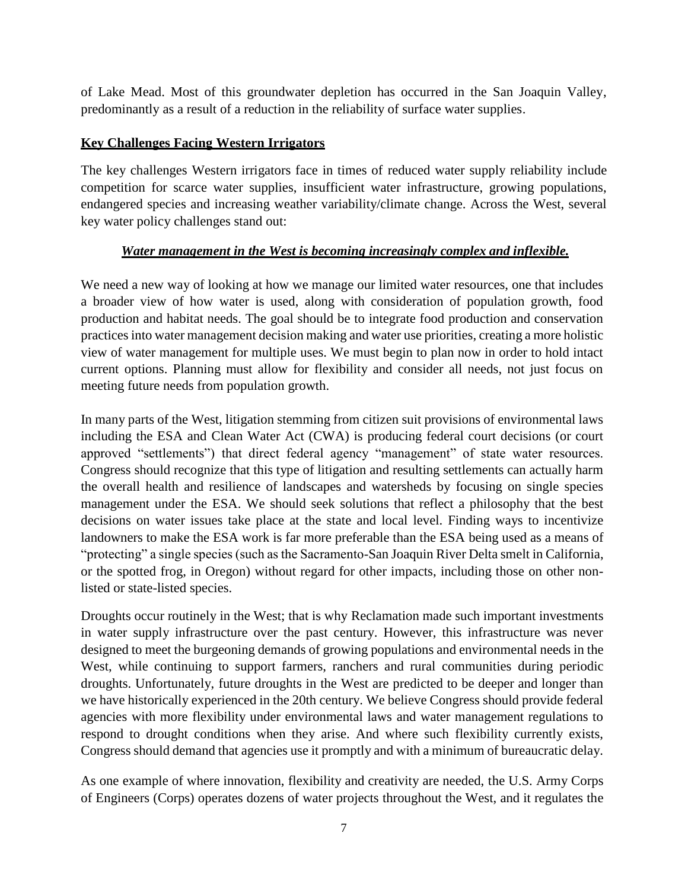of Lake Mead. Most of this groundwater depletion has occurred in the San Joaquin Valley, predominantly as a result of a reduction in the reliability of surface water supplies.

## Key Challenges Facing Western Irrigators

The key challenges Western irrigators face in times of reduced water supply reliability include competition for scarce water supplies, insufficient water infrastructure, growing populations, endangered species and increasing weather variability/climate change. Across the West, several key water policy challenges stand out:

### *Water management in the West is becoming increasingly complex and inflexible.*

We need a new way of looking at how we manage our limited water resources, one that includes a broader view of how water is used, along with consideration of population growth, food production and habitat needs. The goal should be to integrate food production and conservation practices into water management decision making and water use priorities, creating a more holistic view of water management for multiple uses. We must begin to plan now in order to hold intact current options. Planning must allow for flexibility and consider all needs, not just focus on meeting future needs from population growth.

In many parts of the West, litigation stemming from citizen suit provisions of environmental laws including the ESA and Clean Water Act (CWA) is producing federal court decisions (or court approved "settlements") that direct federal agency "management" of state water resources. Congress should recognize that this type of litigation and resulting settlements can actually harm the overall health and resilience of landscapes and watersheds by focusing on single species management under the ESA. We should seek solutions that reflect a philosophy that the best decisions on water issues take place at the state and local level. Finding ways to incentivize landowners to make the ESA work is far more preferable than the ESA being used as a means of "protecting" a single species (such as the Sacramento-San Joaquin River Delta smelt in California, or the spotted frog, in Oregon) without regard for other impacts, including those on other non-listed or state-listed species.

Droughts occur routinely in the West; that is why Reclamation made such important investments in water supply infrastructure over the past century. However, this infrastructure was never designed to meet the burgeoning demands of growing populations and environmental needs in the West, while continuing to support farmers, ranchers and rural communities during periodic droughts. Unfortunately, future droughts in the West are predicted to be deeper and longer than we have historically experienced in the 20th century. We believe Congress should provide federal agencies with more flexibility under environmental laws and water management regulations to respond to drought conditions when they arise. And where such flexibility currently exists, Congress should demand that agencies use it promptly and with a minimum of bureaucratic delay.

As one example of where innovation, flexibility and creativity are needed, the U.S. Army Corps of Engineers (Corps) operates dozens of water projects throughout the West, and it regulates the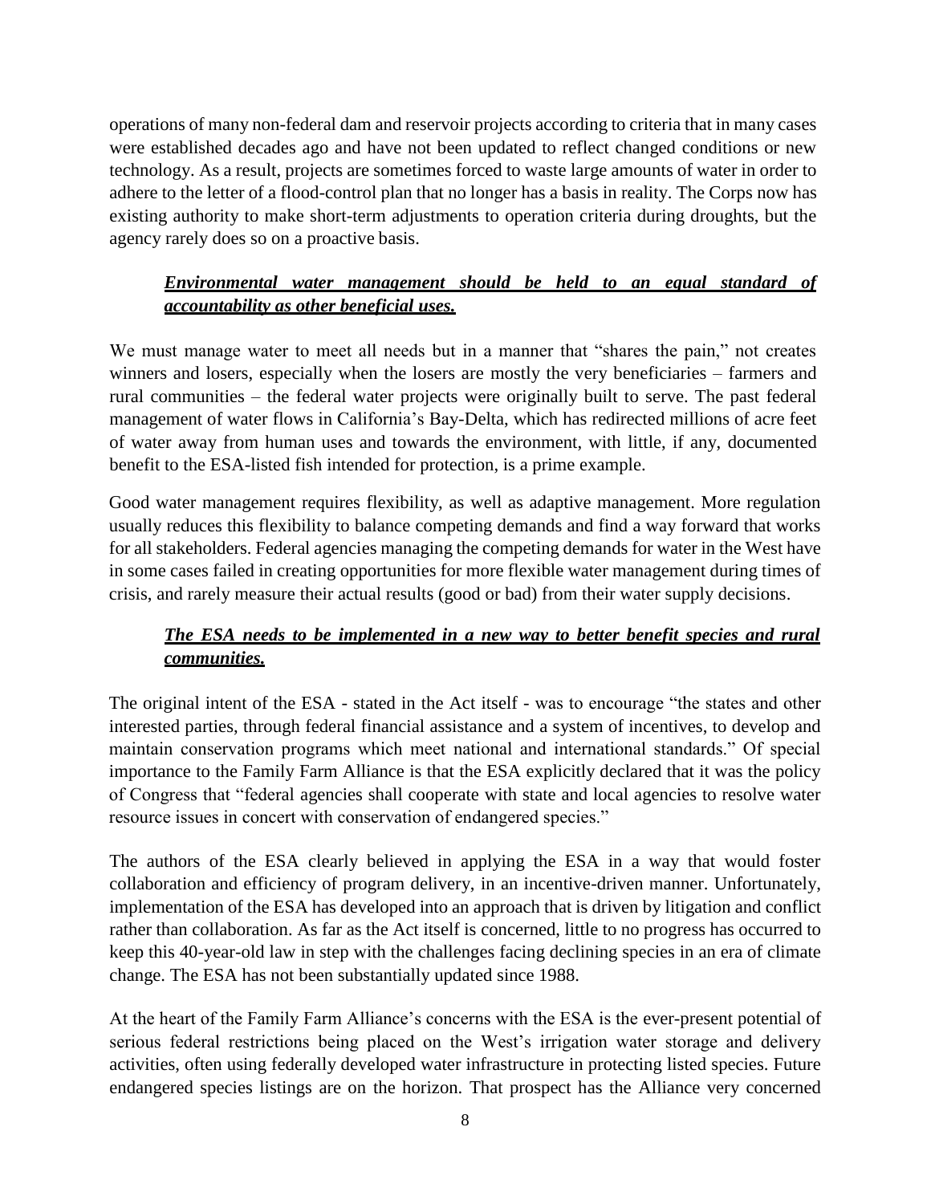operations of many non-federal dam and reservoir projects according to criteria that in many cases were established decades ago and have not been updated to reflect changed conditions or new technology. As a result, projects are sometimes forced to waste large amounts of water in order to adhere to the letter of a flood-control plan that no longer has a basis in reality. The Corps now has existing authority to make short-term adjustments to operation criteria during droughts, but the agency rarely does so on a proactive basis.

***<u>Environmental water management should be held to an equal standard of accountability as other beneficial uses.</u>***

We must manage water to meet all needs but in a manner that "shares the pain," not creates winners and losers, especially when the losers are mostly the very beneficiaries – farmers and rural communities – the federal water projects were originally built to serve. The past federal management of water flows in California's Bay-Delta, which has redirected millions of acre feet of water away from human uses and towards the environment, with little, if any, documented benefit to the ESA-listed fish intended for protection, is a prime example.

Good water management requires flexibility, as well as adaptive management. More regulation usually reduces this flexibility to balance competing demands and find a way forward that works for all stakeholders. Federal agencies managing the competing demands for water in the West have in some cases failed in creating opportunities for more flexible water management during times of crisis, and rarely measure their actual results (good or bad) from their water supply decisions.

***<u>The ESA needs to be implemented in a new way to better benefit species and rural communities.</u>***

The original intent of the ESA - stated in the Act itself - was to encourage "the states and other interested parties, through federal financial assistance and a system of incentives, to develop and maintain conservation programs which meet national and international standards." Of special importance to the Family Farm Alliance is that the ESA explicitly declared that it was the policy of Congress that "federal agencies shall cooperate with state and local agencies to resolve water resource issues in concert with conservation of endangered species."

The authors of the ESA clearly believed in applying the ESA in a way that would foster collaboration and efficiency of program delivery, in an incentive-driven manner. Unfortunately, implementation of the ESA has developed into an approach that is driven by litigation and conflict rather than collaboration. As far as the Act itself is concerned, little to no progress has occurred to keep this 40-year-old law in step with the challenges facing declining species in an era of climate change. The ESA has not been substantially updated since 1988.

At the heart of the Family Farm Alliance's concerns with the ESA is the ever-present potential of serious federal restrictions being placed on the West's irrigation water storage and delivery activities, often using federally developed water infrastructure in protecting listed species. Future endangered species listings are on the horizon. That prospect has the Alliance very concerned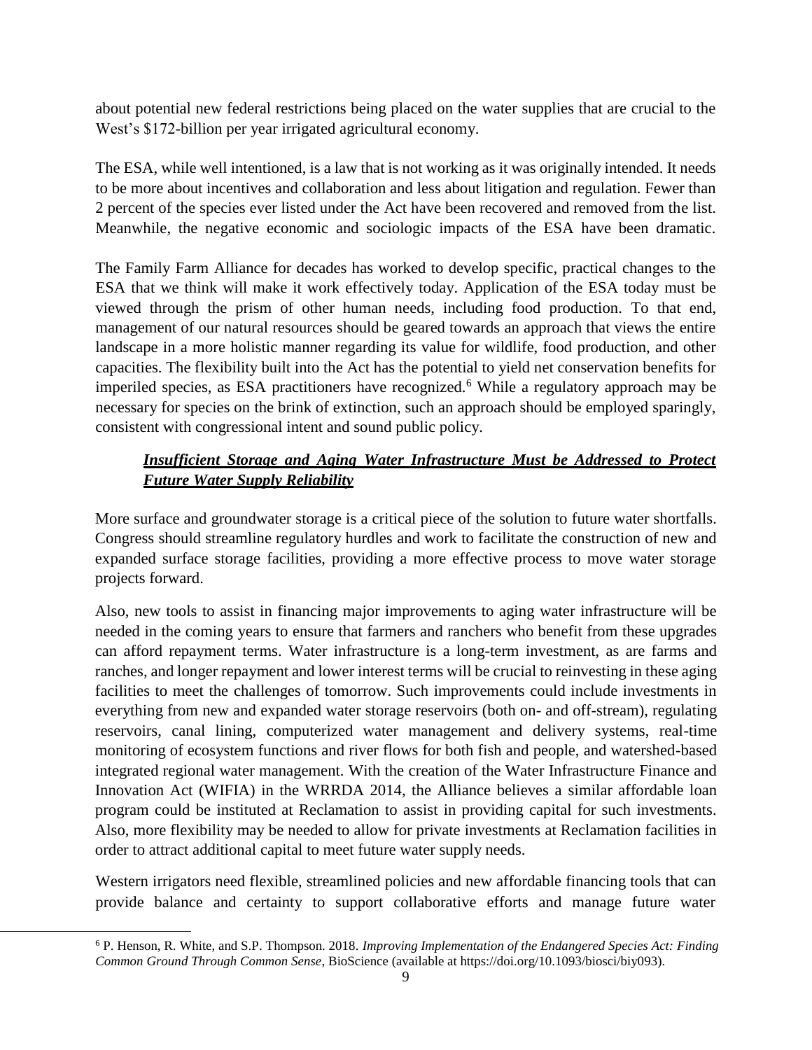about potential new federal restrictions being placed on the water supplies that are crucial to the West's $172-billion per year irrigated agricultural economy.

The ESA, while well intentioned, is a law that is not working as it was originally intended. It needs to be more about incentives and collaboration and less about litigation and regulation. Fewer than 2 percent of the species ever listed under the Act have been recovered and removed from the list. Meanwhile, the negative economic and sociologic impacts of the ESA have been dramatic.

The Family Farm Alliance for decades has worked to develop specific, practical changes to the ESA that we think will make it work effectively today. Application of the ESA today must be viewed through the prism of other human needs, including food production. To that end, management of our natural resources should be geared towards an approach that views the entire landscape in a more holistic manner regarding its value for wildlife, food production, and other capacities. The flexibility built into the Act has the potential to yield net conservation benefits for imperiled species, as ESA practitioners have recognized.[6] While a regulatory approach may be necessary for species on the brink of extinction, such an approach should be employed sparingly, consistent with congressional intent and sound public policy.

***Insufficient Storage and Aging Water Infrastructure Must be Addressed to Protect Future Water Supply Reliability***

More surface and groundwater storage is a critical piece of the solution to future water shortfalls. Congress should streamline regulatory hurdles and work to facilitate the construction of new and expanded surface storage facilities, providing a more effective process to move water storage projects forward.

Also, new tools to assist in financing major improvements to aging water infrastructure will be needed in the coming years to ensure that farmers and ranchers who benefit from these upgrades can afford repayment terms. Water infrastructure is a long-term investment, as are farms and ranches, and longer repayment and lower interest terms will be crucial to reinvesting in these aging facilities to meet the challenges of tomorrow. Such improvements could include investments in everything from new and expanded water storage reservoirs (both on- and off-stream), regulating reservoirs, canal lining, computerized water management and delivery systems, real-time monitoring of ecosystem functions and river flows for both fish and people, and watershed-based integrated regional water management. With the creation of the Water Infrastructure Finance and Innovation Act (WIFIA) in the WRRDA 2014, the Alliance believes a similar affordable loan program could be instituted at Reclamation to assist in providing capital for such investments. Also, more flexibility may be needed to allow for private investments at Reclamation facilities in order to attract additional capital to meet future water supply needs.

Western irrigators need flexible, streamlined policies and new affordable financing tools that can provide balance and certainty to support collaborative efforts and manage future water

---

[6] P. Henson, R. White, and S.P. Thompson. 2018. *Improving Implementation of the Endangered Species Act: Finding Common Ground Through Common Sense*, BioScience (available at https://doi.org/10.1093/biosci/biy093).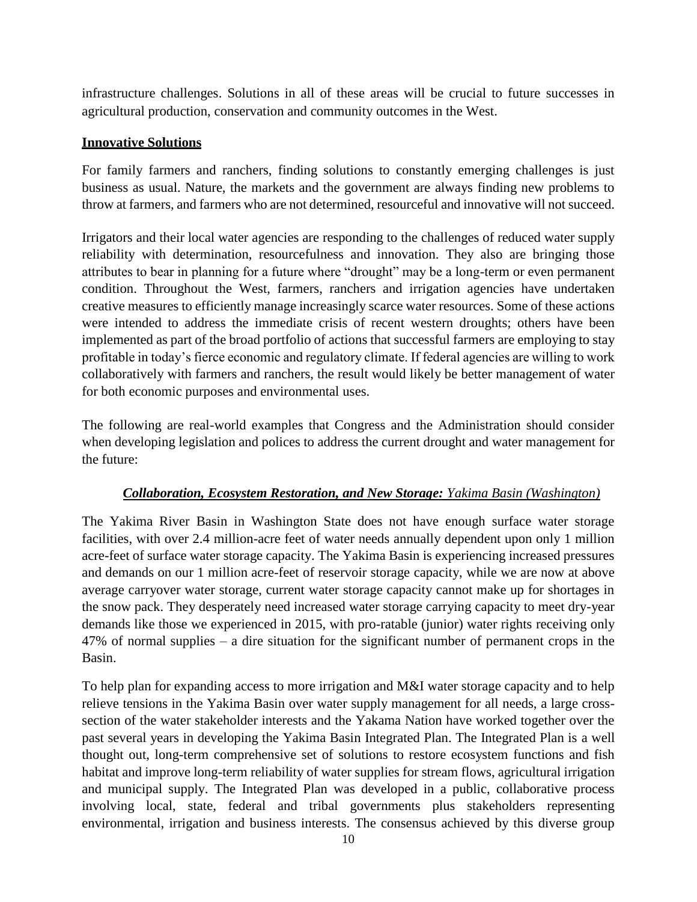infrastructure challenges. Solutions in all of these areas will be crucial to future successes in agricultural production, conservation and community outcomes in the West.

## Innovative Solutions

For family farmers and ranchers, finding solutions to constantly emerging challenges is just business as usual. Nature, the markets and the government are always finding new problems to throw at farmers, and farmers who are not determined, resourceful and innovative will not succeed.

Irrigators and their local water agencies are responding to the challenges of reduced water supply reliability with determination, resourcefulness and innovation. They also are bringing those attributes to bear in planning for a future where "drought" may be a long-term or even permanent condition. Throughout the West, farmers, ranchers and irrigation agencies have undertaken creative measures to efficiently manage increasingly scarce water resources. Some of these actions were intended to address the immediate crisis of recent western droughts; others have been implemented as part of the broad portfolio of actions that successful farmers are employing to stay profitable in today's fierce economic and regulatory climate. If federal agencies are willing to work collaboratively with farmers and ranchers, the result would likely be better management of water for both economic purposes and environmental uses.

The following are real-world examples that Congress and the Administration should consider when developing legislation and polices to address the current drought and water management for the future:

### ***Collaboration, Ecosystem Restoration, and New Storage:*** *Yakima Basin (Washington)*

The Yakima River Basin in Washington State does not have enough surface water storage facilities, with over 2.4 million-acre feet of water needs annually dependent upon only 1 million acre-feet of surface water storage capacity. The Yakima Basin is experiencing increased pressures and demands on our 1 million acre-feet of reservoir storage capacity, while we are now at above average carryover water storage, current water storage capacity cannot make up for shortages in the snow pack. They desperately need increased water storage carrying capacity to meet dry-year demands like those we experienced in 2015, with pro-ratable (junior) water rights receiving only 47% of normal supplies – a dire situation for the significant number of permanent crops in the Basin.

To help plan for expanding access to more irrigation and M&I water storage capacity and to help relieve tensions in the Yakima Basin over water supply management for all needs, a large cross-section of the water stakeholder interests and the Yakama Nation have worked together over the past several years in developing the Yakima Basin Integrated Plan. The Integrated Plan is a well thought out, long-term comprehensive set of solutions to restore ecosystem functions and fish habitat and improve long-term reliability of water supplies for stream flows, agricultural irrigation and municipal supply. The Integrated Plan was developed in a public, collaborative process involving local, state, federal and tribal governments plus stakeholders representing environmental, irrigation and business interests. The consensus achieved by this diverse group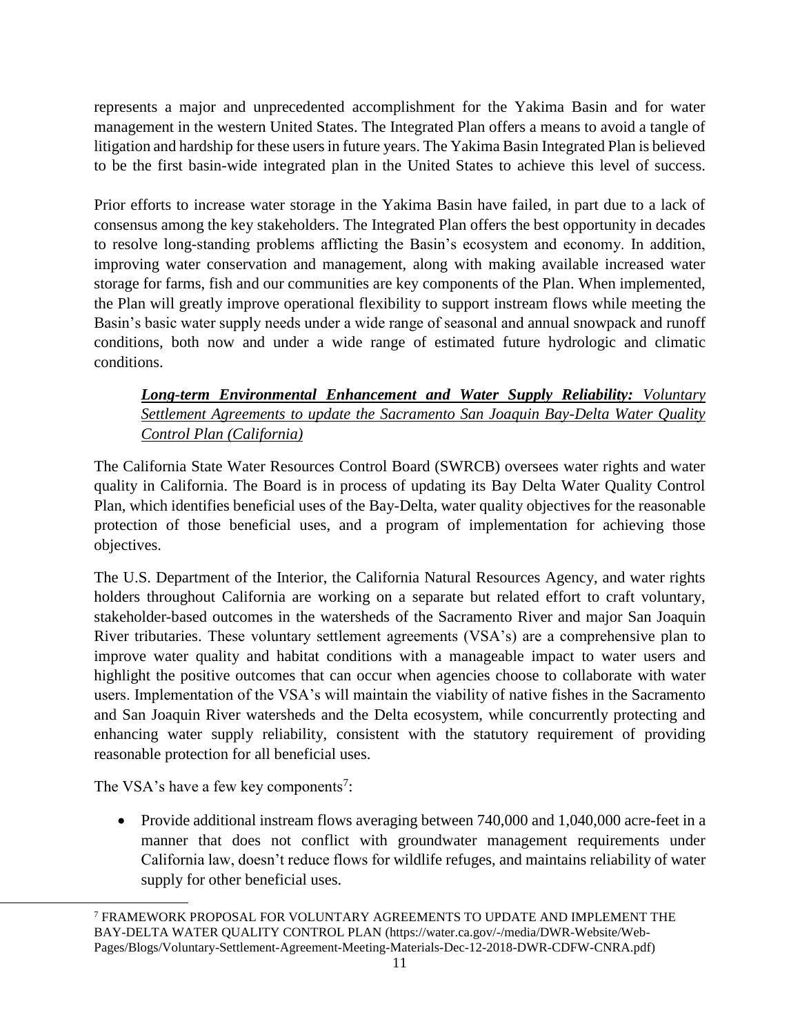represents a major and unprecedented accomplishment for the Yakima Basin and for water management in the western United States. The Integrated Plan offers a means to avoid a tangle of litigation and hardship for these users in future years. The Yakima Basin Integrated Plan is believed to be the first basin-wide integrated plan in the United States to achieve this level of success.

Prior efforts to increase water storage in the Yakima Basin have failed, in part due to a lack of consensus among the key stakeholders. The Integrated Plan offers the best opportunity in decades to resolve long-standing problems afflicting the Basin's ecosystem and economy. In addition, improving water conservation and management, along with making available increased water storage for farms, fish and our communities are key components of the Plan. When implemented, the Plan will greatly improve operational flexibility to support instream flows while meeting the Basin's basic water supply needs under a wide range of seasonal and annual snowpack and runoff conditions, both now and under a wide range of estimated future hydrologic and climatic conditions.

***Long-term Environmental Enhancement and Water Supply Reliability:*** *Voluntary Settlement Agreements to update the Sacramento San Joaquin Bay-Delta Water Quality Control Plan (California)*

The California State Water Resources Control Board (SWRCB) oversees water rights and water quality in California. The Board is in process of updating its Bay Delta Water Quality Control Plan, which identifies beneficial uses of the Bay-Delta, water quality objectives for the reasonable protection of those beneficial uses, and a program of implementation for achieving those objectives.

The U.S. Department of the Interior, the California Natural Resources Agency, and water rights holders throughout California are working on a separate but related effort to craft voluntary, stakeholder-based outcomes in the watersheds of the Sacramento River and major San Joaquin River tributaries. These voluntary settlement agreements (VSA's) are a comprehensive plan to improve water quality and habitat conditions with a manageable impact to water users and highlight the positive outcomes that can occur when agencies choose to collaborate with water users. Implementation of the VSA's will maintain the viability of native fishes in the Sacramento and San Joaquin River watersheds and the Delta ecosystem, while concurrently protecting and enhancing water supply reliability, consistent with the statutory requirement of providing reasonable protection for all beneficial uses.

The VSA's have a few key components[7]:

- Provide additional instream flows averaging between 740,000 and 1,040,000 acre-feet in a manner that does not conflict with groundwater management requirements under California law, doesn't reduce flows for wildlife refuges, and maintains reliability of water supply for other beneficial uses.

---

[7] FRAMEWORK PROPOSAL FOR VOLUNTARY AGREEMENTS TO UPDATE AND IMPLEMENT THE BAY-DELTA WATER QUALITY CONTROL PLAN (https://water.ca.gov/-/media/DWR-Website/Web-Pages/Blogs/Voluntary-Settlement-Agreement-Meeting-Materials-Dec-12-2018-DWR-CDFW-CNRA.pdf)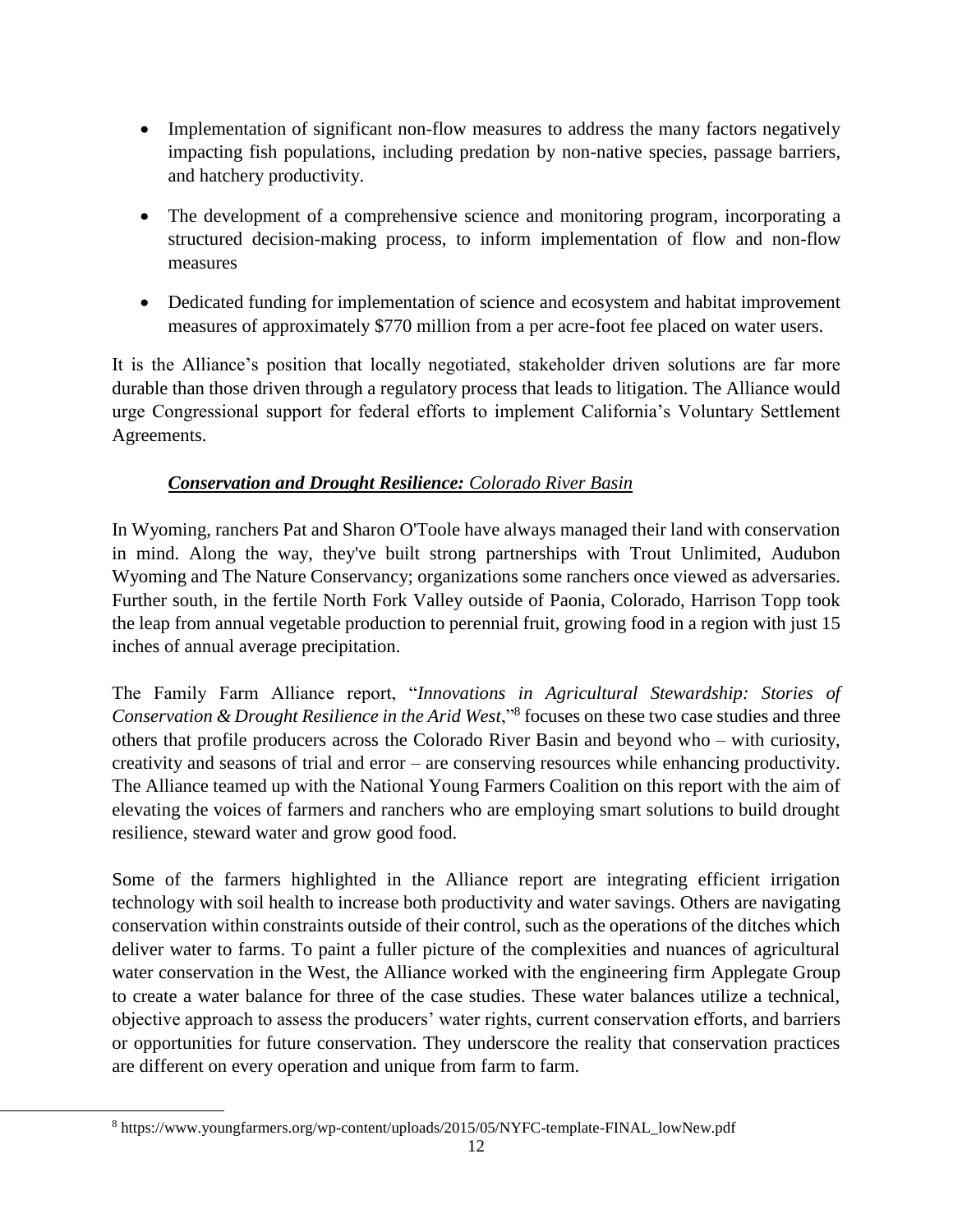- Implementation of significant non-flow measures to address the many factors negatively impacting fish populations, including predation by non-native species, passage barriers, and hatchery productivity.
- The development of a comprehensive science and monitoring program, incorporating a structured decision-making process, to inform implementation of flow and non-flow measures
- Dedicated funding for implementation of science and ecosystem and habitat improvement measures of approximately $770 million from a per acre-foot fee placed on water users.

It is the Alliance's position that locally negotiated, stakeholder driven solutions are far more durable than those driven through a regulatory process that leads to litigation. The Alliance would urge Congressional support for federal efforts to implement California's Voluntary Settlement Agreements.

### ***Conservation and Drought Resilience:*** *Colorado River Basin*

In Wyoming, ranchers Pat and Sharon O'Toole have always managed their land with conservation in mind. Along the way, they've built strong partnerships with Trout Unlimited, Audubon Wyoming and The Nature Conservancy; organizations some ranchers once viewed as adversaries. Further south, in the fertile North Fork Valley outside of Paonia, Colorado, Harrison Topp took the leap from annual vegetable production to perennial fruit, growing food in a region with just 15 inches of annual average precipitation.

The Family Farm Alliance report, "*Innovations in Agricultural Stewardship: Stories of Conservation & Drought Resilience in the Arid West*,"[8] focuses on these two case studies and three others that profile producers across the Colorado River Basin and beyond who – with curiosity, creativity and seasons of trial and error – are conserving resources while enhancing productivity. The Alliance teamed up with the National Young Farmers Coalition on this report with the aim of elevating the voices of farmers and ranchers who are employing smart solutions to build drought resilience, steward water and grow good food.

Some of the farmers highlighted in the Alliance report are integrating efficient irrigation technology with soil health to increase both productivity and water savings. Others are navigating conservation within constraints outside of their control, such as the operations of the ditches which deliver water to farms. To paint a fuller picture of the complexities and nuances of agricultural water conservation in the West, the Alliance worked with the engineering firm Applegate Group to create a water balance for three of the case studies. These water balances utilize a technical, objective approach to assess the producers' water rights, current conservation efforts, and barriers or opportunities for future conservation. They underscore the reality that conservation practices are different on every operation and unique from farm to farm.

[8] https://www.youngfarmers.org/wp-content/uploads/2015/05/NYFC-template-FINAL_lowNew.pdf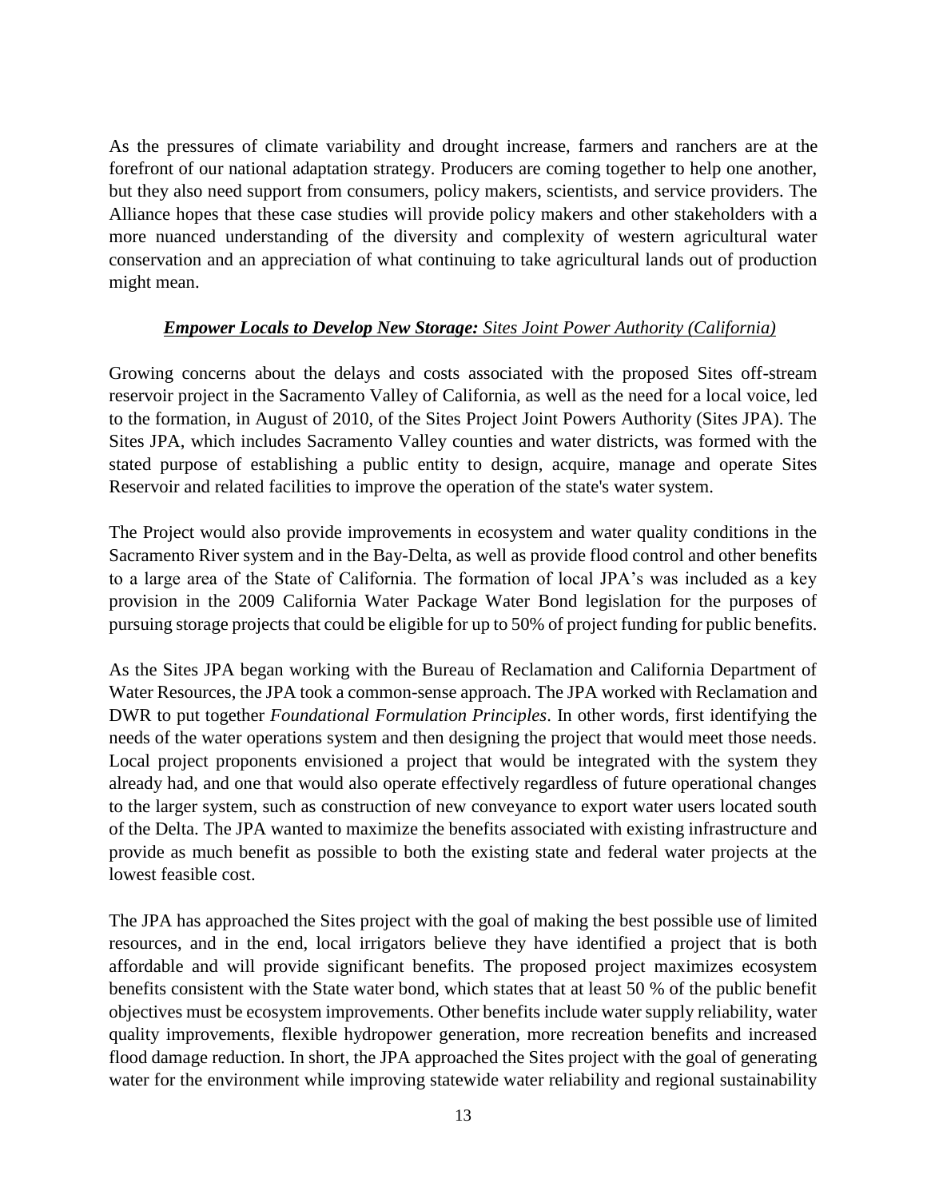As the pressures of climate variability and drought increase, farmers and ranchers are at the forefront of our national adaptation strategy. Producers are coming together to help one another, but they also need support from consumers, policy makers, scientists, and service providers. The Alliance hopes that these case studies will provide policy makers and other stakeholders with a more nuanced understanding of the diversity and complexity of western agricultural water conservation and an appreciation of what continuing to take agricultural lands out of production might mean.

***Empower Locals to Develop New Storage:*** *Sites Joint Power Authority (California)*

Growing concerns about the delays and costs associated with the proposed Sites off-stream reservoir project in the Sacramento Valley of California, as well as the need for a local voice, led to the formation, in August of 2010, of the Sites Project Joint Powers Authority (Sites JPA). The Sites JPA, which includes Sacramento Valley counties and water districts, was formed with the stated purpose of establishing a public entity to design, acquire, manage and operate Sites Reservoir and related facilities to improve the operation of the state's water system.

The Project would also provide improvements in ecosystem and water quality conditions in the Sacramento River system and in the Bay-Delta, as well as provide flood control and other benefits to a large area of the State of California. The formation of local JPA's was included as a key provision in the 2009 California Water Package Water Bond legislation for the purposes of pursuing storage projects that could be eligible for up to 50% of project funding for public benefits.

As the Sites JPA began working with the Bureau of Reclamation and California Department of Water Resources, the JPA took a common-sense approach. The JPA worked with Reclamation and DWR to put together *Foundational Formulation Principles*. In other words, first identifying the needs of the water operations system and then designing the project that would meet those needs. Local project proponents envisioned a project that would be integrated with the system they already had, and one that would also operate effectively regardless of future operational changes to the larger system, such as construction of new conveyance to export water users located south of the Delta. The JPA wanted to maximize the benefits associated with existing infrastructure and provide as much benefit as possible to both the existing state and federal water projects at the lowest feasible cost.

The JPA has approached the Sites project with the goal of making the best possible use of limited resources, and in the end, local irrigators believe they have identified a project that is both affordable and will provide significant benefits. The proposed project maximizes ecosystem benefits consistent with the State water bond, which states that at least 50 % of the public benefit objectives must be ecosystem improvements. Other benefits include water supply reliability, water quality improvements, flexible hydropower generation, more recreation benefits and increased flood damage reduction. In short, the JPA approached the Sites project with the goal of generating water for the environment while improving statewide water reliability and regional sustainability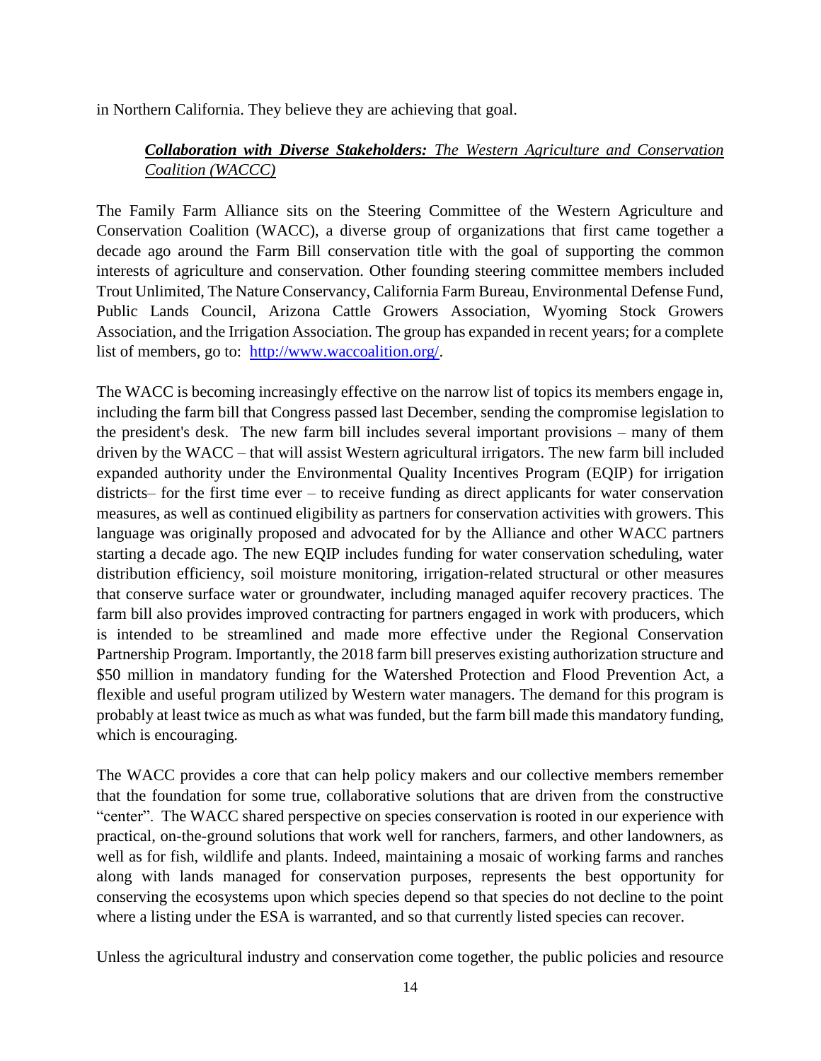in Northern California. They believe they are achieving that goal.

***Collaboration with Diverse Stakeholders:*** *The Western Agriculture and Conservation Coalition (WACCC)*

The Family Farm Alliance sits on the Steering Committee of the Western Agriculture and Conservation Coalition (WACC), a diverse group of organizations that first came together a decade ago around the Farm Bill conservation title with the goal of supporting the common interests of agriculture and conservation. Other founding steering committee members included Trout Unlimited, The Nature Conservancy, California Farm Bureau, Environmental Defense Fund, Public Lands Council, Arizona Cattle Growers Association, Wyoming Stock Growers Association, and the Irrigation Association. The group has expanded in recent years; for a complete list of members, go to: http://www.waccoalition.org/.

The WACC is becoming increasingly effective on the narrow list of topics its members engage in, including the farm bill that Congress passed last December, sending the compromise legislation to the president's desk. The new farm bill includes several important provisions – many of them driven by the WACC – that will assist Western agricultural irrigators. The new farm bill included expanded authority under the Environmental Quality Incentives Program (EQIP) for irrigation districts– for the first time ever – to receive funding as direct applicants for water conservation measures, as well as continued eligibility as partners for conservation activities with growers. This language was originally proposed and advocated for by the Alliance and other WACC partners starting a decade ago. The new EQIP includes funding for water conservation scheduling, water distribution efficiency, soil moisture monitoring, irrigation-related structural or other measures that conserve surface water or groundwater, including managed aquifer recovery practices. The farm bill also provides improved contracting for partners engaged in work with producers, which is intended to be streamlined and made more effective under the Regional Conservation Partnership Program. Importantly, the 2018 farm bill preserves existing authorization structure and $50 million in mandatory funding for the Watershed Protection and Flood Prevention Act, a flexible and useful program utilized by Western water managers. The demand for this program is probably at least twice as much as what was funded, but the farm bill made this mandatory funding, which is encouraging.

The WACC provides a core that can help policy makers and our collective members remember that the foundation for some true, collaborative solutions that are driven from the constructive "center". The WACC shared perspective on species conservation is rooted in our experience with practical, on-the-ground solutions that work well for ranchers, farmers, and other landowners, as well as for fish, wildlife and plants. Indeed, maintaining a mosaic of working farms and ranches along with lands managed for conservation purposes, represents the best opportunity for conserving the ecosystems upon which species depend so that species do not decline to the point where a listing under the ESA is warranted, and so that currently listed species can recover.

Unless the agricultural industry and conservation come together, the public policies and resource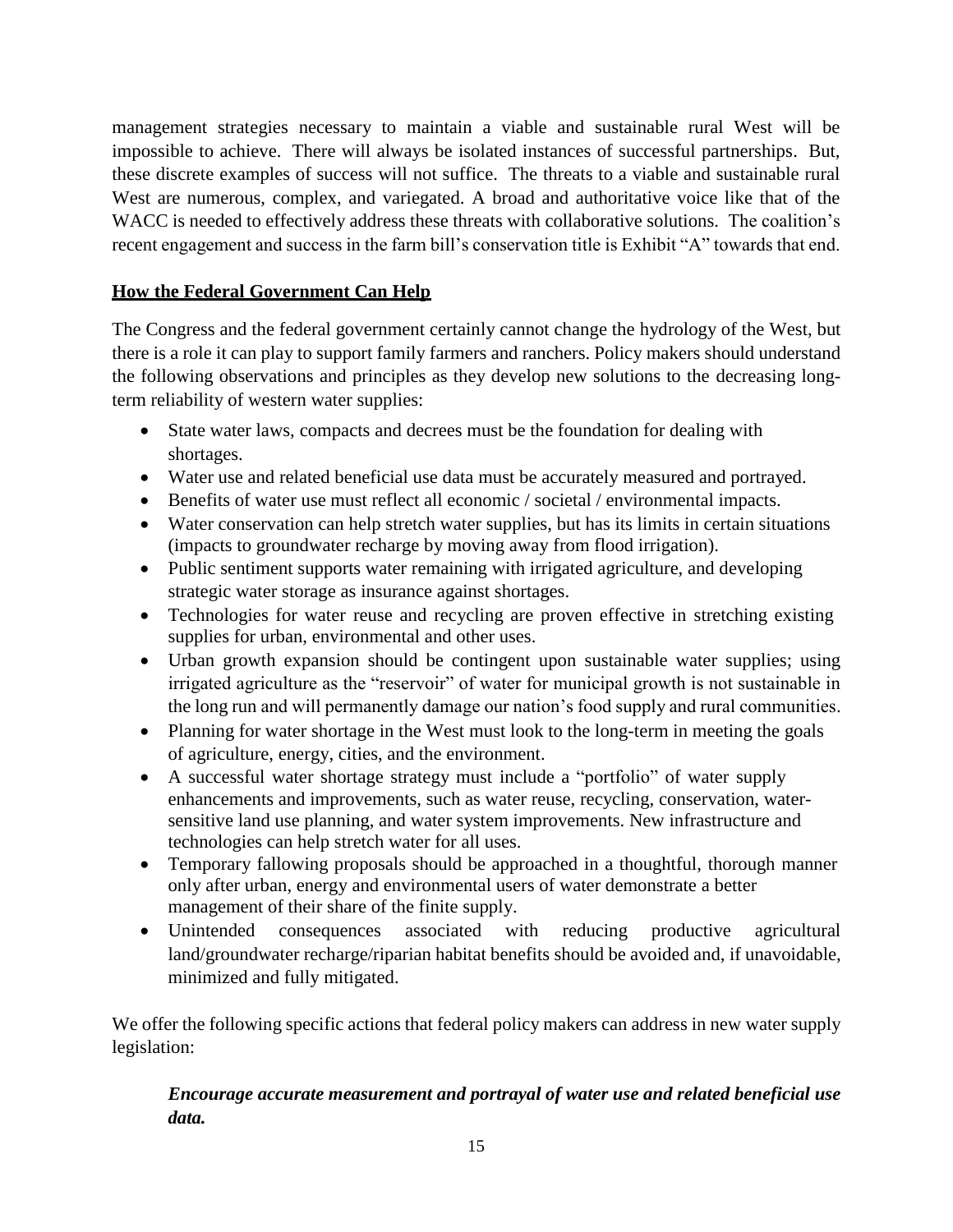management strategies necessary to maintain a viable and sustainable rural West will be impossible to achieve. There will always be isolated instances of successful partnerships. But, these discrete examples of success will not suffice. The threats to a viable and sustainable rural West are numerous, complex, and variegated. A broad and authoritative voice like that of the WACC is needed to effectively address these threats with collaborative solutions. The coalition's recent engagement and success in the farm bill's conservation title is Exhibit "A" towards that end.

## How the Federal Government Can Help

The Congress and the federal government certainly cannot change the hydrology of the West, but there is a role it can play to support family farmers and ranchers. Policy makers should understand the following observations and principles as they develop new solutions to the decreasing long-term reliability of western water supplies:

- State water laws, compacts and decrees must be the foundation for dealing with shortages.
- Water use and related beneficial use data must be accurately measured and portrayed.
- Benefits of water use must reflect all economic / societal / environmental impacts.
- Water conservation can help stretch water supplies, but has its limits in certain situations (impacts to groundwater recharge by moving away from flood irrigation).
- Public sentiment supports water remaining with irrigated agriculture, and developing strategic water storage as insurance against shortages.
- Technologies for water reuse and recycling are proven effective in stretching existing supplies for urban, environmental and other uses.
- Urban growth expansion should be contingent upon sustainable water supplies; using irrigated agriculture as the "reservoir" of water for municipal growth is not sustainable in the long run and will permanently damage our nation's food supply and rural communities.
- Planning for water shortage in the West must look to the long-term in meeting the goals of agriculture, energy, cities, and the environment.
- A successful water shortage strategy must include a "portfolio" of water supply enhancements and improvements, such as water reuse, recycling, conservation, water-sensitive land use planning, and water system improvements. New infrastructure and technologies can help stretch water for all uses.
- Temporary fallowing proposals should be approached in a thoughtful, thorough manner only after urban, energy and environmental users of water demonstrate a better management of their share of the finite supply.
- Unintended consequences associated with reducing productive agricultural land/groundwater recharge/riparian habitat benefits should be avoided and, if unavoidable, minimized and fully mitigated.

We offer the following specific actions that federal policy makers can address in new water supply legislation:

***Encourage accurate measurement and portrayal of water use and related beneficial use data.***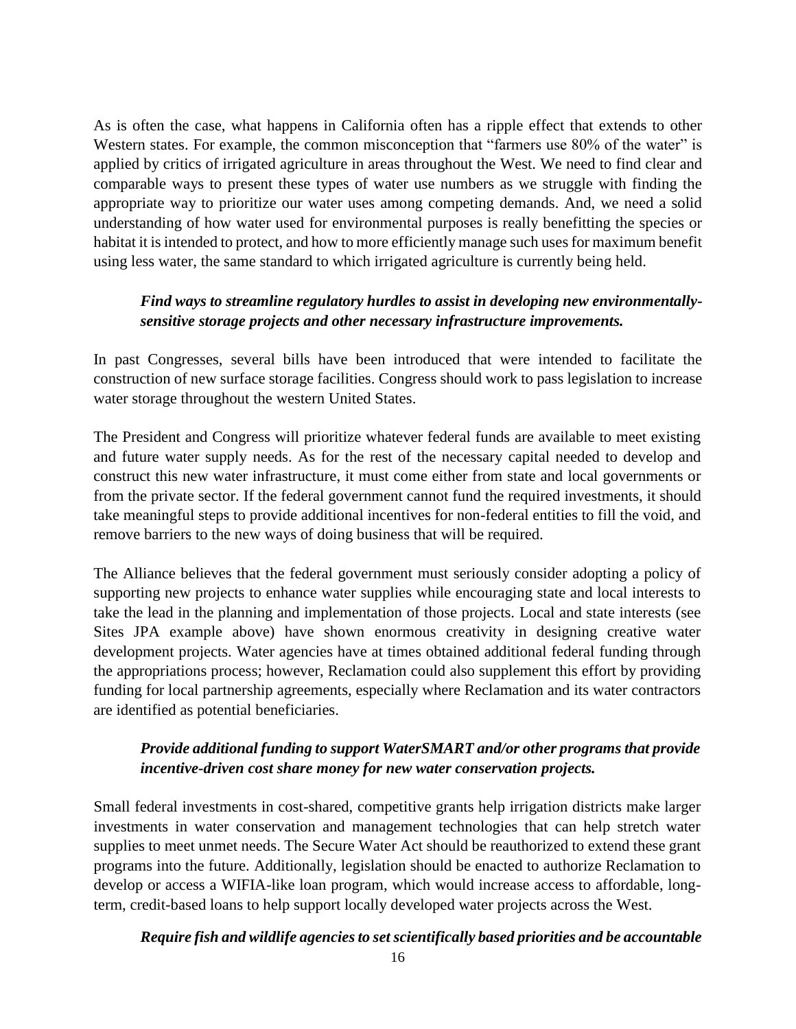As is often the case, what happens in California often has a ripple effect that extends to other Western states. For example, the common misconception that "farmers use 80% of the water" is applied by critics of irrigated agriculture in areas throughout the West. We need to find clear and comparable ways to present these types of water use numbers as we struggle with finding the appropriate way to prioritize our water uses among competing demands. And, we need a solid understanding of how water used for environmental purposes is really benefitting the species or habitat it is intended to protect, and how to more efficiently manage such uses for maximum benefit using less water, the same standard to which irrigated agriculture is currently being held.

***Find ways to streamline regulatory hurdles to assist in developing new environmentally-sensitive storage projects and other necessary infrastructure improvements.***

In past Congresses, several bills have been introduced that were intended to facilitate the construction of new surface storage facilities. Congress should work to pass legislation to increase water storage throughout the western United States.

The President and Congress will prioritize whatever federal funds are available to meet existing and future water supply needs. As for the rest of the necessary capital needed to develop and construct this new water infrastructure, it must come either from state and local governments or from the private sector. If the federal government cannot fund the required investments, it should take meaningful steps to provide additional incentives for non-federal entities to fill the void, and remove barriers to the new ways of doing business that will be required.

The Alliance believes that the federal government must seriously consider adopting a policy of supporting new projects to enhance water supplies while encouraging state and local interests to take the lead in the planning and implementation of those projects. Local and state interests (see Sites JPA example above) have shown enormous creativity in designing creative water development projects. Water agencies have at times obtained additional federal funding through the appropriations process; however, Reclamation could also supplement this effort by providing funding for local partnership agreements, especially where Reclamation and its water contractors are identified as potential beneficiaries.

***Provide additional funding to support WaterSMART and/or other programs that provide incentive-driven cost share money for new water conservation projects.***

Small federal investments in cost-shared, competitive grants help irrigation districts make larger investments in water conservation and management technologies that can help stretch water supplies to meet unmet needs. The Secure Water Act should be reauthorized to extend these grant programs into the future. Additionally, legislation should be enacted to authorize Reclamation to develop or access a WIFIA-like loan program, which would increase access to affordable, long-term, credit-based loans to help support locally developed water projects across the West.

***Require fish and wildlife agencies to set scientifically based priorities and be accountable***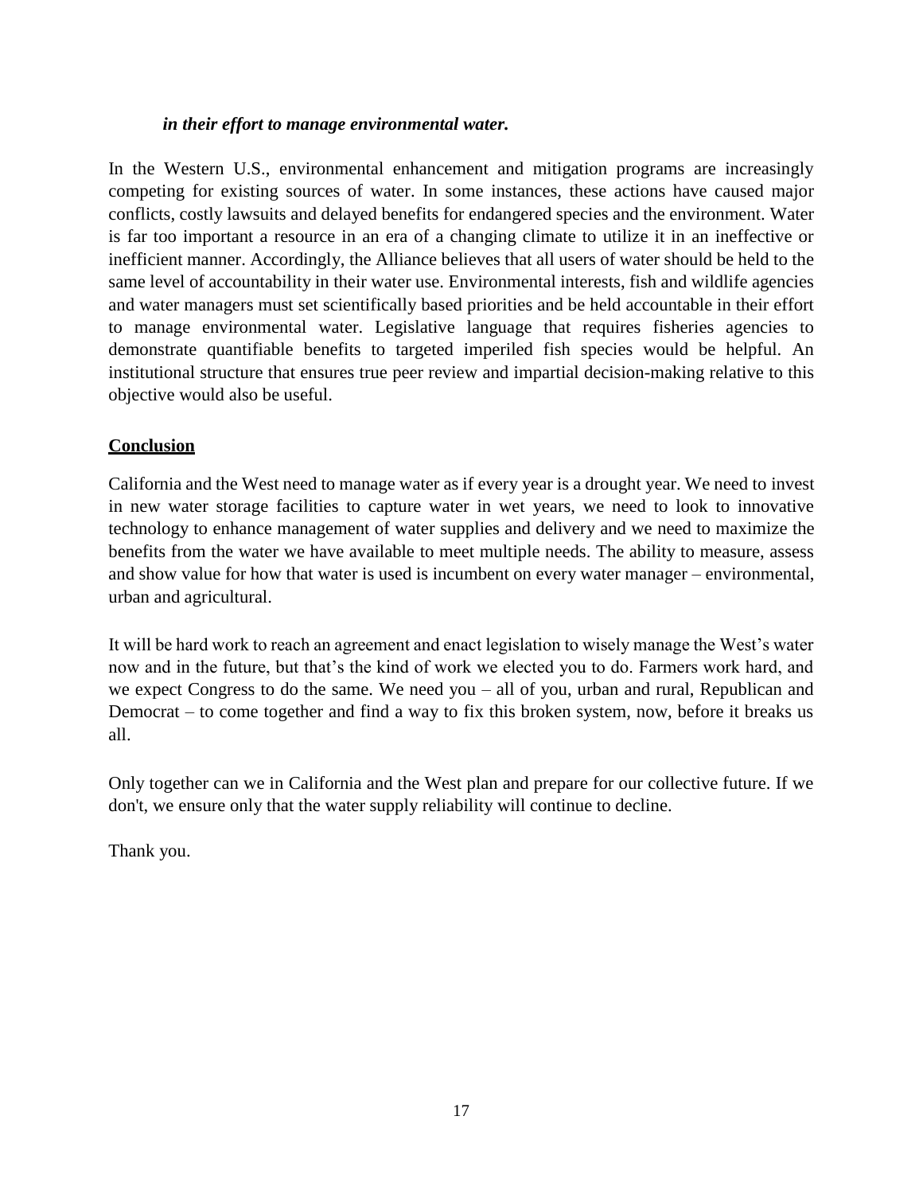***in their effort to manage environmental water.***

In the Western U.S., environmental enhancement and mitigation programs are increasingly competing for existing sources of water. In some instances, these actions have caused major conflicts, costly lawsuits and delayed benefits for endangered species and the environment. Water is far too important a resource in an era of a changing climate to utilize it in an ineffective or inefficient manner. Accordingly, the Alliance believes that all users of water should be held to the same level of accountability in their water use. Environmental interests, fish and wildlife agencies and water managers must set scientifically based priorities and be held accountable in their effort to manage environmental water. Legislative language that requires fisheries agencies to demonstrate quantifiable benefits to targeted imperiled fish species would be helpful. An institutional structure that ensures true peer review and impartial decision-making relative to this objective would also be useful.

**Conclusion**

California and the West need to manage water as if every year is a drought year. We need to invest in new water storage facilities to capture water in wet years, we need to look to innovative technology to enhance management of water supplies and delivery and we need to maximize the benefits from the water we have available to meet multiple needs. The ability to measure, assess and show value for how that water is used is incumbent on every water manager – environmental, urban and agricultural.

It will be hard work to reach an agreement and enact legislation to wisely manage the West's water now and in the future, but that's the kind of work we elected you to do. Farmers work hard, and we expect Congress to do the same. We need you – all of you, urban and rural, Republican and Democrat – to come together and find a way to fix this broken system, now, before it breaks us all.

Only together can we in California and the West plan and prepare for our collective future. If we don't, we ensure only that the water supply reliability will continue to decline.

Thank you.